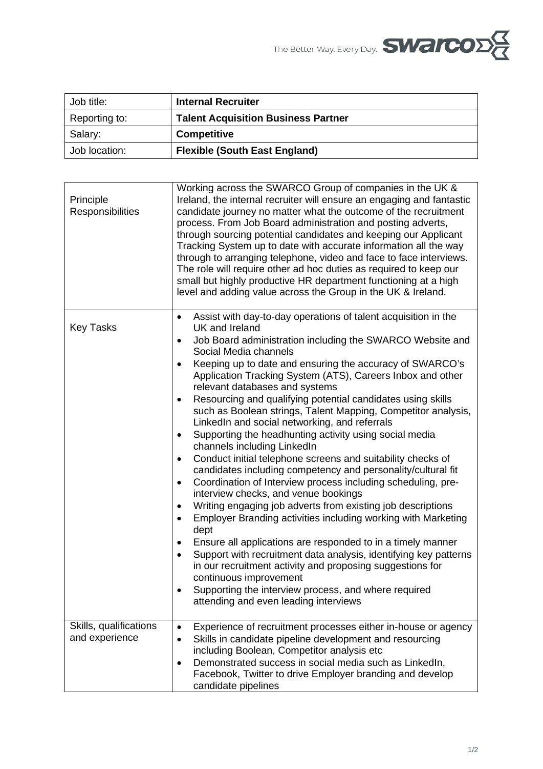The Better Way. Every Day. swarco

| Job title: | **Internal Recruiter** |
|---|---|
| Reporting to: | **Talent Acquisition Business Partner** |
| Salary: | **Competitive** |
| Job location: | **Flexible (South East England)** |

| | |
|---|---|
| Principle Responsibilities | Working across the SWARCO Group of companies in the UK & Ireland, the internal recruiter will ensure an engaging and fantastic candidate journey no matter what the outcome of the recruitment process. From Job Board administration and posting adverts, through sourcing potential candidates and keeping our Applicant Tracking System up to date with accurate information all the way through to arranging telephone, video and face to face interviews. The role will require other ad hoc duties as required to keep our small but highly productive HR department functioning at a high level and adding value across the Group in the UK & Ireland. |
| Key Tasks | • Assist with day-to-day operations of talent acquisition in the UK and Ireland<br>• Job Board administration including the SWARCO Website and Social Media channels<br>• Keeping up to date and ensuring the accuracy of SWARCO's Application Tracking System (ATS), Careers Inbox and other relevant databases and systems<br>• Resourcing and qualifying potential candidates using skills such as Boolean strings, Talent Mapping, Competitor analysis, LinkedIn and social networking, and referrals<br>• Supporting the headhunting activity using social media channels including LinkedIn<br>• Conduct initial telephone screens and suitability checks of candidates including competency and personality/cultural fit<br>• Coordination of Interview process including scheduling, pre-interview checks, and venue bookings<br>• Writing engaging job adverts from existing job descriptions<br>• Employer Branding activities including working with Marketing dept<br>• Ensure all applications are responded to in a timely manner<br>• Support with recruitment data analysis, identifying key patterns in our recruitment activity and proposing suggestions for continuous improvement<br>• Supporting the interview process, and where required attending and even leading interviews |
| Skills, qualifications and experience | • Experience of recruitment processes either in-house or agency<br>• Skills in candidate pipeline development and resourcing including Boolean, Competitor analysis etc<br>• Demonstrated success in social media such as LinkedIn, Facebook, Twitter to drive Employer branding and develop candidate pipelines |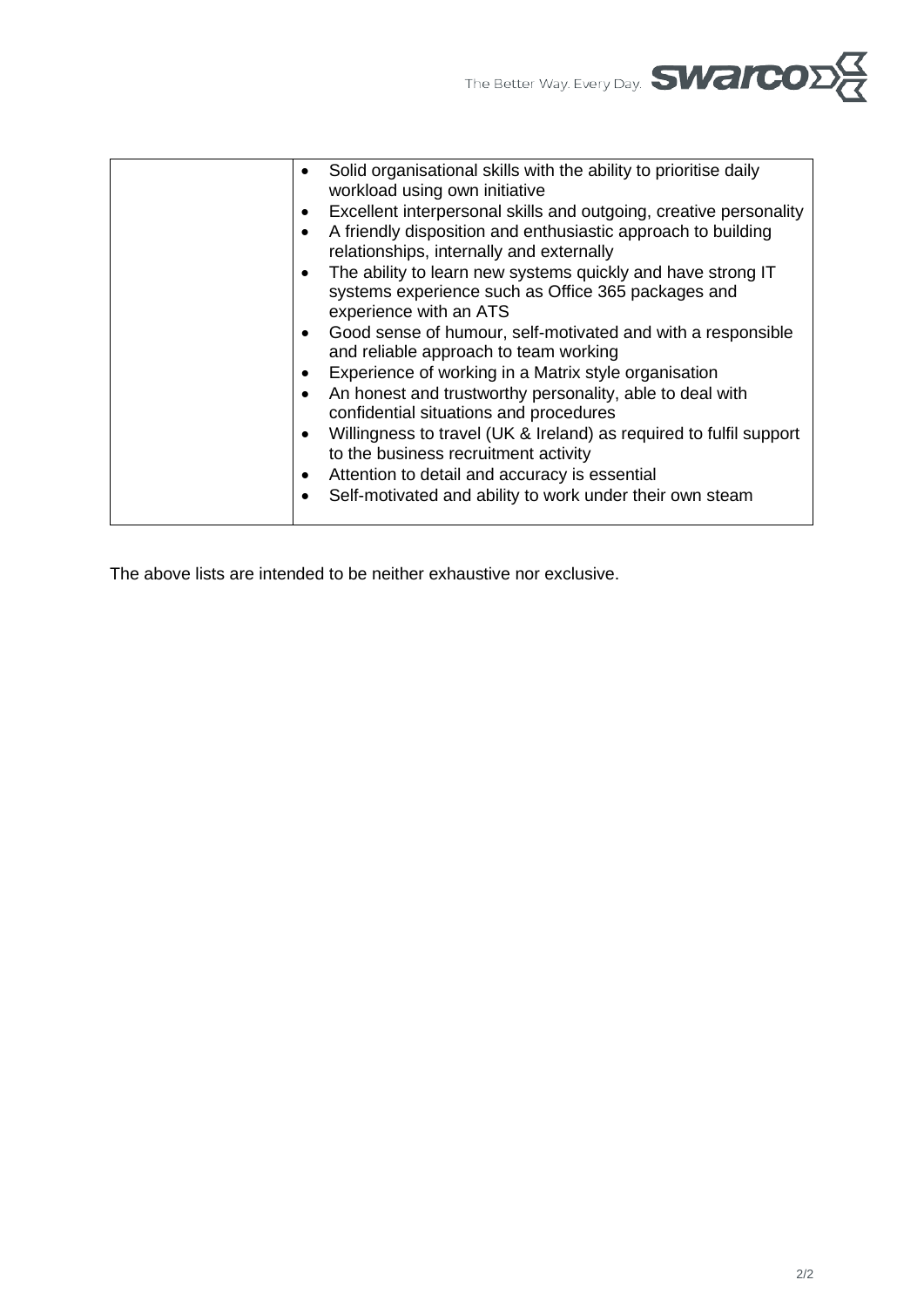| | |
|---|---|
| | • Solid organisational skills with the ability to prioritise daily workload using own initiative<br>• Excellent interpersonal skills and outgoing, creative personality<br>• A friendly disposition and enthusiastic approach to building relationships, internally and externally<br>• The ability to learn new systems quickly and have strong IT systems experience such as Office 365 packages and experience with an ATS<br>• Good sense of humour, self-motivated and with a responsible and reliable approach to team working<br>• Experience of working in a Matrix style organisation<br>• An honest and trustworthy personality, able to deal with confidential situations and procedures<br>• Willingness to travel (UK & Ireland) as required to fulfil support to the business recruitment activity<br>• Attention to detail and accuracy is essential<br>• Self-motivated and ability to work under their own steam |

The above lists are intended to be neither exhaustive nor exclusive.